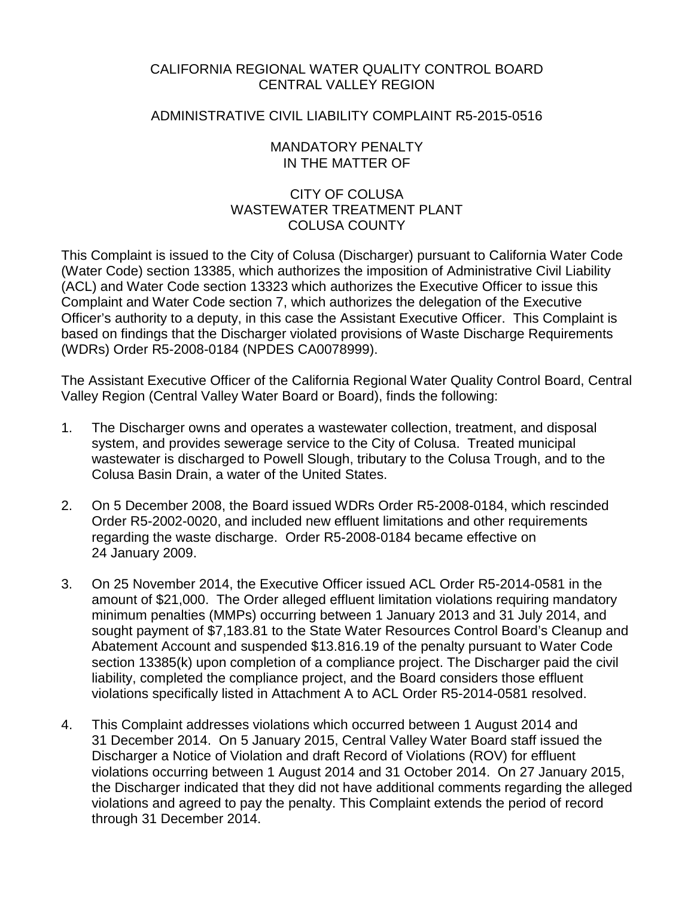CALIFORNIA REGIONAL WATER QUALITY CONTROL BOARD
CENTRAL VALLEY REGION

ADMINISTRATIVE CIVIL LIABILITY COMPLAINT R5-2015-0516

MANDATORY PENALTY
IN THE MATTER OF

CITY OF COLUSA
WASTEWATER TREATMENT PLANT
COLUSA COUNTY

This Complaint is issued to the City of Colusa (Discharger) pursuant to California Water Code (Water Code) section 13385, which authorizes the imposition of Administrative Civil Liability (ACL) and Water Code section 13323 which authorizes the Executive Officer to issue this Complaint and Water Code section 7, which authorizes the delegation of the Executive Officer's authority to a deputy, in this case the Assistant Executive Officer. This Complaint is based on findings that the Discharger violated provisions of Waste Discharge Requirements (WDRs) Order R5-2008-0184 (NPDES CA0078999).

The Assistant Executive Officer of the California Regional Water Quality Control Board, Central Valley Region (Central Valley Water Board or Board), finds the following:

1. The Discharger owns and operates a wastewater collection, treatment, and disposal system, and provides sewerage service to the City of Colusa. Treated municipal wastewater is discharged to Powell Slough, tributary to the Colusa Trough, and to the Colusa Basin Drain, a water of the United States.

2. On 5 December 2008, the Board issued WDRs Order R5-2008-0184, which rescinded Order R5-2002-0020, and included new effluent limitations and other requirements regarding the waste discharge. Order R5-2008-0184 became effective on 24 January 2009.

3. On 25 November 2014, the Executive Officer issued ACL Order R5-2014-0581 in the amount of $21,000. The Order alleged effluent limitation violations requiring mandatory minimum penalties (MMPs) occurring between 1 January 2013 and 31 July 2014, and sought payment of $7,183.81 to the State Water Resources Control Board's Cleanup and Abatement Account and suspended $13.816.19 of the penalty pursuant to Water Code section 13385(k) upon completion of a compliance project. The Discharger paid the civil liability, completed the compliance project, and the Board considers those effluent violations specifically listed in Attachment A to ACL Order R5-2014-0581 resolved.

4. This Complaint addresses violations which occurred between 1 August 2014 and 31 December 2014. On 5 January 2015, Central Valley Water Board staff issued the Discharger a Notice of Violation and draft Record of Violations (ROV) for effluent violations occurring between 1 August 2014 and 31 October 2014. On 27 January 2015, the Discharger indicated that they did not have additional comments regarding the alleged violations and agreed to pay the penalty. This Complaint extends the period of record through 31 December 2014.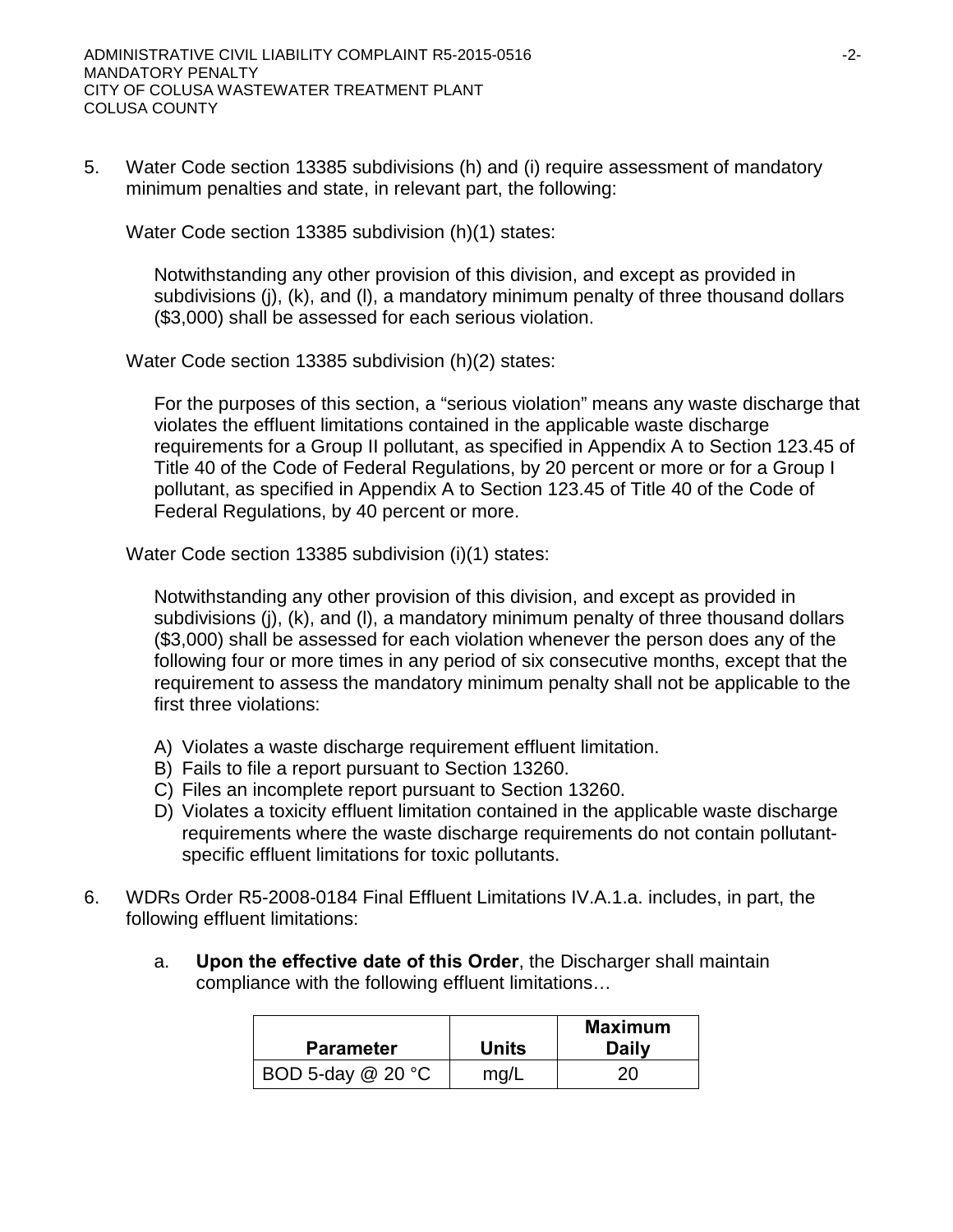5. Water Code section 13385 subdivisions (h) and (i) require assessment of mandatory minimum penalties and state, in relevant part, the following:

   Water Code section 13385 subdivision (h)(1) states:

   > Notwithstanding any other provision of this division, and except as provided in subdivisions (j), (k), and (l), a mandatory minimum penalty of three thousand dollars ($3,000) shall be assessed for each serious violation.

   Water Code section 13385 subdivision (h)(2) states:

   > For the purposes of this section, a "serious violation" means any waste discharge that violates the effluent limitations contained in the applicable waste discharge requirements for a Group II pollutant, as specified in Appendix A to Section 123.45 of Title 40 of the Code of Federal Regulations, by 20 percent or more or for a Group I pollutant, as specified in Appendix A to Section 123.45 of Title 40 of the Code of Federal Regulations, by 40 percent or more.

   Water Code section 13385 subdivision (i)(1) states:

   > Notwithstanding any other provision of this division, and except as provided in subdivisions (j), (k), and (l), a mandatory minimum penalty of three thousand dollars ($3,000) shall be assessed for each violation whenever the person does any of the following four or more times in any period of six consecutive months, except that the requirement to assess the mandatory minimum penalty shall not be applicable to the first three violations:
   >
   > A) Violates a waste discharge requirement effluent limitation.
   > B) Fails to file a report pursuant to Section 13260.
   > C) Files an incomplete report pursuant to Section 13260.
   > D) Violates a toxicity effluent limitation contained in the applicable waste discharge requirements where the waste discharge requirements do not contain pollutant-specific effluent limitations for toxic pollutants.

6. WDRs Order R5-2008-0184 Final Effluent Limitations IV.A.1.a. includes, in part, the following effluent limitations:

   a. **Upon the effective date of this Order**, the Discharger shall maintain compliance with the following effluent limitations…

| Parameter | Units | Maximum Daily |
|---|---|---|
| BOD 5-day @ 20 °C | mg/L | 20 |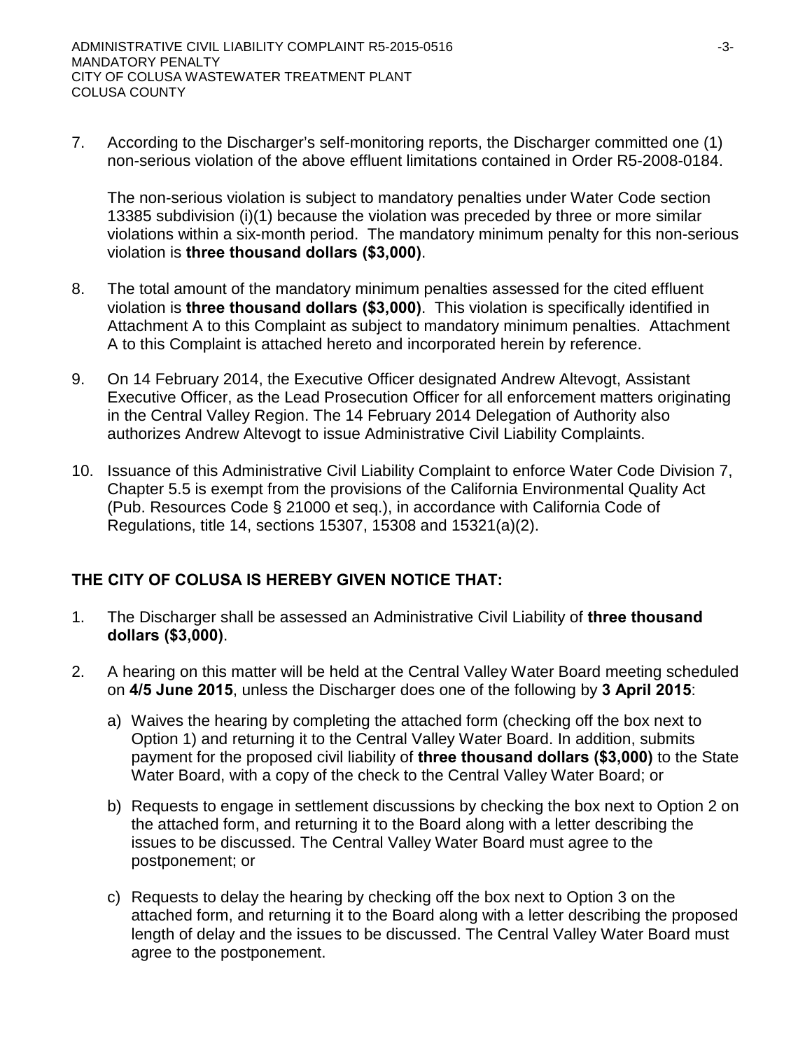7. According to the Discharger's self-monitoring reports, the Discharger committed one (1) non-serious violation of the above effluent limitations contained in Order R5-2008-0184.

   The non-serious violation is subject to mandatory penalties under Water Code section 13385 subdivision (i)(1) because the violation was preceded by three or more similar violations within a six-month period. The mandatory minimum penalty for this non-serious violation is **three thousand dollars ($3,000)**.

8. The total amount of the mandatory minimum penalties assessed for the cited effluent violation is **three thousand dollars ($3,000)**. This violation is specifically identified in Attachment A to this Complaint as subject to mandatory minimum penalties. Attachment A to this Complaint is attached hereto and incorporated herein by reference.

9. On 14 February 2014, the Executive Officer designated Andrew Altevogt, Assistant Executive Officer, as the Lead Prosecution Officer for all enforcement matters originating in the Central Valley Region. The 14 February 2014 Delegation of Authority also authorizes Andrew Altevogt to issue Administrative Civil Liability Complaints.

10. Issuance of this Administrative Civil Liability Complaint to enforce Water Code Division 7, Chapter 5.5 is exempt from the provisions of the California Environmental Quality Act (Pub. Resources Code § 21000 et seq.), in accordance with California Code of Regulations, title 14, sections 15307, 15308 and 15321(a)(2).

## THE CITY OF COLUSA IS HEREBY GIVEN NOTICE THAT:

1. The Discharger shall be assessed an Administrative Civil Liability of **three thousand dollars ($3,000)**.

2. A hearing on this matter will be held at the Central Valley Water Board meeting scheduled on **4/5 June 2015**, unless the Discharger does one of the following by **3 April 2015**:

   a) Waives the hearing by completing the attached form (checking off the box next to Option 1) and returning it to the Central Valley Water Board. In addition, submits payment for the proposed civil liability of **three thousand dollars ($3,000)** to the State Water Board, with a copy of the check to the Central Valley Water Board; or

   b) Requests to engage in settlement discussions by checking the box next to Option 2 on the attached form, and returning it to the Board along with a letter describing the issues to be discussed. The Central Valley Water Board must agree to the postponement; or

   c) Requests to delay the hearing by checking off the box next to Option 3 on the attached form, and returning it to the Board along with a letter describing the proposed length of delay and the issues to be discussed. The Central Valley Water Board must agree to the postponement.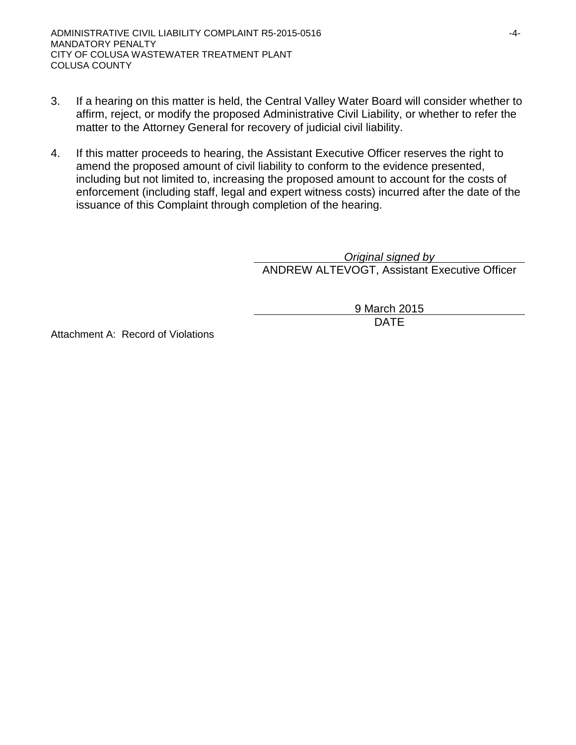3. If a hearing on this matter is held, the Central Valley Water Board will consider whether to affirm, reject, or modify the proposed Administrative Civil Liability, or whether to refer the matter to the Attorney General for recovery of judicial civil liability.

4. If this matter proceeds to hearing, the Assistant Executive Officer reserves the right to amend the proposed amount of civil liability to conform to the evidence presented, including but not limited to, increasing the proposed amount to account for the costs of enforcement (including staff, legal and expert witness costs) incurred after the date of the issuance of this Complaint through completion of the hearing.

*Original signed by*
ANDREW ALTEVOGT, Assistant Executive Officer

9 March 2015
DATE

Attachment A: Record of Violations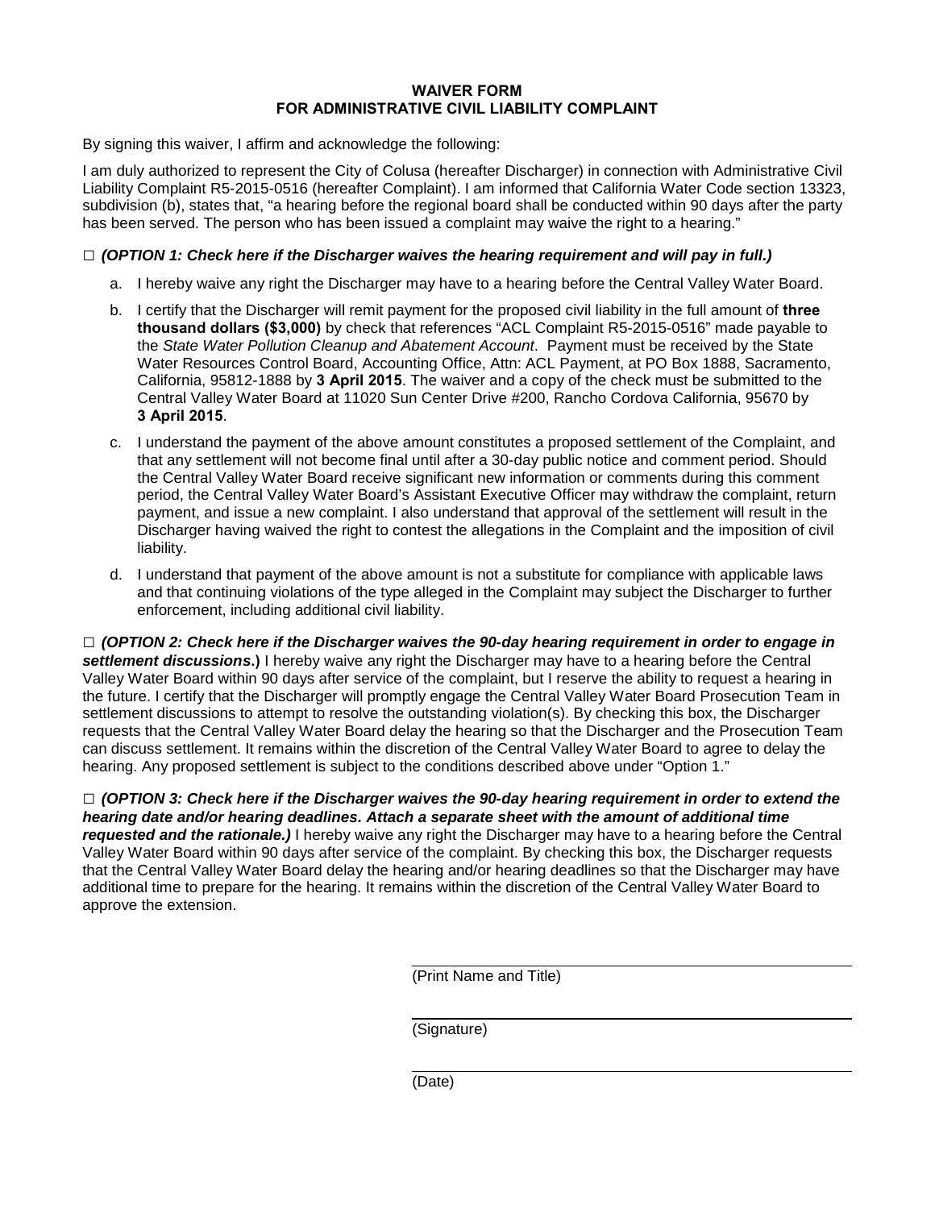# WAIVER FORM
# FOR ADMINISTRATIVE CIVIL LIABILITY COMPLAINT

By signing this waiver, I affirm and acknowledge the following:

I am duly authorized to represent the City of Colusa (hereafter Discharger) in connection with Administrative Civil Liability Complaint R5-2015-0516 (hereafter Complaint). I am informed that California Water Code section 13323, subdivision (b), states that, "a hearing before the regional board shall be conducted within 90 days after the party has been served. The person who has been issued a complaint may waive the right to a hearing."

□ ***(OPTION 1: Check here if the Discharger waives the hearing requirement and will pay in full.)***

a. I hereby waive any right the Discharger may have to a hearing before the Central Valley Water Board.

b. I certify that the Discharger will remit payment for the proposed civil liability in the full amount of **three thousand dollars ($3,000)** by check that references "ACL Complaint R5-2015-0516" made payable to the *State Water Pollution Cleanup and Abatement Account*. Payment must be received by the State Water Resources Control Board, Accounting Office, Attn: ACL Payment, at PO Box 1888, Sacramento, California, 95812-1888 by **3 April 2015**. The waiver and a copy of the check must be submitted to the Central Valley Water Board at 11020 Sun Center Drive #200, Rancho Cordova California, 95670 by **3 April 2015**.

c. I understand the payment of the above amount constitutes a proposed settlement of the Complaint, and that any settlement will not become final until after a 30-day public notice and comment period. Should the Central Valley Water Board receive significant new information or comments during this comment period, the Central Valley Water Board's Assistant Executive Officer may withdraw the complaint, return payment, and issue a new complaint. I also understand that approval of the settlement will result in the Discharger having waived the right to contest the allegations in the Complaint and the imposition of civil liability.

d. I understand that payment of the above amount is not a substitute for compliance with applicable laws and that continuing violations of the type alleged in the Complaint may subject the Discharger to further enforcement, including additional civil liability.

□ ***(OPTION 2: Check here if the Discharger waives the 90-day hearing requirement in order to engage in settlement discussions*.)** I hereby waive any right the Discharger may have to a hearing before the Central Valley Water Board within 90 days after service of the complaint, but I reserve the ability to request a hearing in the future. I certify that the Discharger will promptly engage the Central Valley Water Board Prosecution Team in settlement discussions to attempt to resolve the outstanding violation(s). By checking this box, the Discharger requests that the Central Valley Water Board delay the hearing so that the Discharger and the Prosecution Team can discuss settlement. It remains within the discretion of the Central Valley Water Board to agree to delay the hearing. Any proposed settlement is subject to the conditions described above under "Option 1."

□ ***(OPTION 3: Check here if the Discharger waives the 90-day hearing requirement in order to extend the hearing date and/or hearing deadlines. Attach a separate sheet with the amount of additional time requested and the rationale.)*** I hereby waive any right the Discharger may have to a hearing before the Central Valley Water Board within 90 days after service of the complaint. By checking this box, the Discharger requests that the Central Valley Water Board delay the hearing and/or hearing deadlines so that the Discharger may have additional time to prepare for the hearing. It remains within the discretion of the Central Valley Water Board to approve the extension.

_______________________________
(Print Name and Title)

_______________________________
(Signature)

_______________________________
(Date)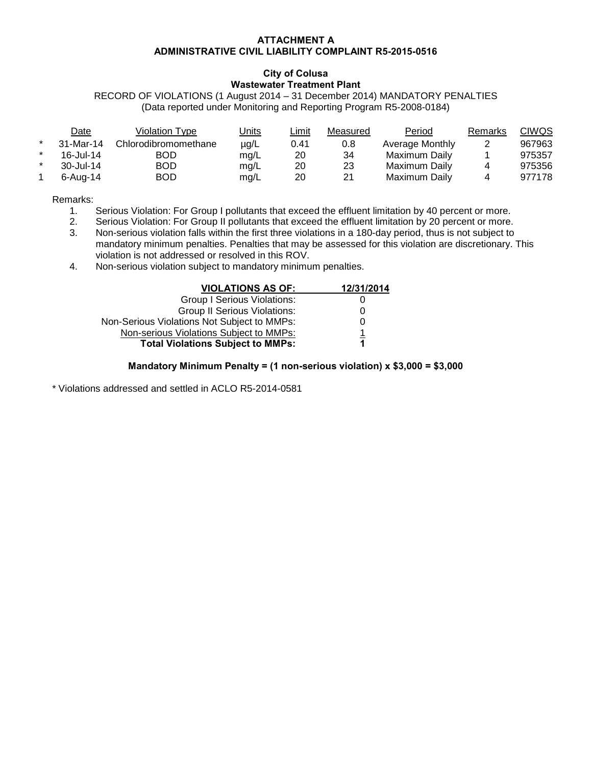**ATTACHMENT A**
**ADMINISTRATIVE CIVIL LIABILITY COMPLAINT R5-2015-0516**

**City of Colusa**
**Wastewater Treatment Plant**

RECORD OF VIOLATIONS (1 August 2014 – 31 December 2014) MANDATORY PENALTIES
(Data reported under Monitoring and Reporting Program R5-2008-0184)

| | Date | Violation Type | Units | Limit | Measured | Period | Remarks | CIWQS |
|---|---|---|---|---|---|---|---|---|
| * | 31-Mar-14 | Chlorodibromomethane | µg/L | 0.41 | 0.8 | Average Monthly | 2 | 967963 |
| * | 16-Jul-14 | BOD | mg/L | 20 | 34 | Maximum Daily | 1 | 975357 |
| * | 30-Jul-14 | BOD | mg/L | 20 | 23 | Maximum Daily | 4 | 975356 |
| 1 | 6-Aug-14 | BOD | mg/L | 20 | 21 | Maximum Daily | 4 | 977178 |

Remarks:

1. Serious Violation: For Group I pollutants that exceed the effluent limitation by 40 percent or more.
2. Serious Violation: For Group II pollutants that exceed the effluent limitation by 20 percent or more.
3. Non-serious violation falls within the first three violations in a 180-day period, thus is not subject to mandatory minimum penalties. Penalties that may be assessed for this violation are discretionary. This violation is not addressed or resolved in this ROV.
4. Non-serious violation subject to mandatory minimum penalties.

| **VIOLATIONS AS OF:** | **12/31/2014** |
|---|---|
| Group I Serious Violations: | 0 |
| Group II Serious Violations: | 0 |
| Non-Serious Violations Not Subject to MMPs: | 0 |
| Non-serious Violations Subject to MMPs: | 1 |
| **Total Violations Subject to MMPs:** | **1** |

**Mandatory Minimum Penalty = (1 non-serious violation) x $3,000 = $3,000**

* Violations addressed and settled in ACLO R5-2014-0581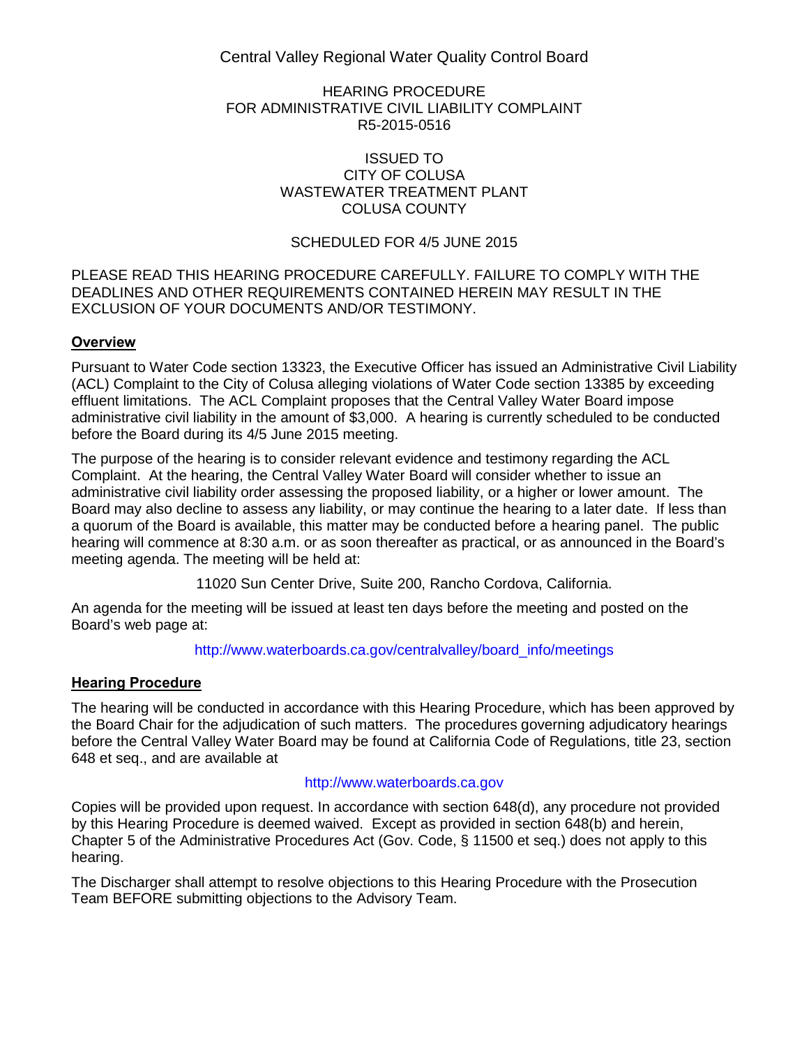Central Valley Regional Water Quality Control Board

HEARING PROCEDURE
FOR ADMINISTRATIVE CIVIL LIABILITY COMPLAINT
R5-2015-0516

ISSUED TO
CITY OF COLUSA
WASTEWATER TREATMENT PLANT
COLUSA COUNTY

SCHEDULED FOR 4/5 JUNE 2015

PLEASE READ THIS HEARING PROCEDURE CAREFULLY. FAILURE TO COMPLY WITH THE DEADLINES AND OTHER REQUIREMENTS CONTAINED HEREIN MAY RESULT IN THE EXCLUSION OF YOUR DOCUMENTS AND/OR TESTIMONY.

## Overview

Pursuant to Water Code section 13323, the Executive Officer has issued an Administrative Civil Liability (ACL) Complaint to the City of Colusa alleging violations of Water Code section 13385 by exceeding effluent limitations. The ACL Complaint proposes that the Central Valley Water Board impose administrative civil liability in the amount of $3,000. A hearing is currently scheduled to be conducted before the Board during its 4/5 June 2015 meeting.

The purpose of the hearing is to consider relevant evidence and testimony regarding the ACL Complaint. At the hearing, the Central Valley Water Board will consider whether to issue an administrative civil liability order assessing the proposed liability, or a higher or lower amount. The Board may also decline to assess any liability, or may continue the hearing to a later date. If less than a quorum of the Board is available, this matter may be conducted before a hearing panel. The public hearing will commence at 8:30 a.m. or as soon thereafter as practical, or as announced in the Board's meeting agenda. The meeting will be held at:

11020 Sun Center Drive, Suite 200, Rancho Cordova, California.

An agenda for the meeting will be issued at least ten days before the meeting and posted on the Board's web page at:

http://www.waterboards.ca.gov/centralvalley/board_info/meetings

## Hearing Procedure

The hearing will be conducted in accordance with this Hearing Procedure, which has been approved by the Board Chair for the adjudication of such matters. The procedures governing adjudicatory hearings before the Central Valley Water Board may be found at California Code of Regulations, title 23, section 648 et seq., and are available at

http://www.waterboards.ca.gov

Copies will be provided upon request. In accordance with section 648(d), any procedure not provided by this Hearing Procedure is deemed waived. Except as provided in section 648(b) and herein, Chapter 5 of the Administrative Procedures Act (Gov. Code, § 11500 et seq.) does not apply to this hearing.

The Discharger shall attempt to resolve objections to this Hearing Procedure with the Prosecution Team BEFORE submitting objections to the Advisory Team.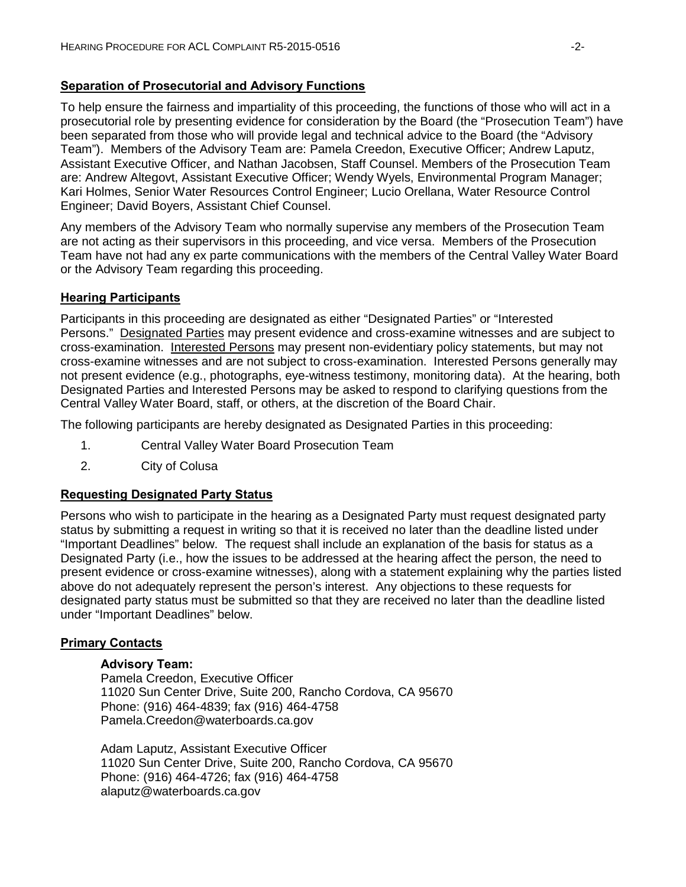## Separation of Prosecutorial and Advisory Functions

To help ensure the fairness and impartiality of this proceeding, the functions of those who will act in a prosecutorial role by presenting evidence for consideration by the Board (the "Prosecution Team") have been separated from those who will provide legal and technical advice to the Board (the "Advisory Team"). Members of the Advisory Team are: Pamela Creedon, Executive Officer; Andrew Laputz, Assistant Executive Officer, and Nathan Jacobsen, Staff Counsel. Members of the Prosecution Team are: Andrew Altegovt, Assistant Executive Officer; Wendy Wyels, Environmental Program Manager; Kari Holmes, Senior Water Resources Control Engineer; Lucio Orellana, Water Resource Control Engineer; David Boyers, Assistant Chief Counsel.

Any members of the Advisory Team who normally supervise any members of the Prosecution Team are not acting as their supervisors in this proceeding, and vice versa. Members of the Prosecution Team have not had any ex parte communications with the members of the Central Valley Water Board or the Advisory Team regarding this proceeding.

## Hearing Participants

Participants in this proceeding are designated as either "Designated Parties" or "Interested Persons." Designated Parties may present evidence and cross-examine witnesses and are subject to cross-examination. Interested Persons may present non-evidentiary policy statements, but may not cross-examine witnesses and are not subject to cross-examination. Interested Persons generally may not present evidence (e.g., photographs, eye-witness testimony, monitoring data). At the hearing, both Designated Parties and Interested Persons may be asked to respond to clarifying questions from the Central Valley Water Board, staff, or others, at the discretion of the Board Chair.

The following participants are hereby designated as Designated Parties in this proceeding:

1. Central Valley Water Board Prosecution Team
2. City of Colusa

## Requesting Designated Party Status

Persons who wish to participate in the hearing as a Designated Party must request designated party status by submitting a request in writing so that it is received no later than the deadline listed under "Important Deadlines" below. The request shall include an explanation of the basis for status as a Designated Party (i.e., how the issues to be addressed at the hearing affect the person, the need to present evidence or cross-examine witnesses), along with a statement explaining why the parties listed above do not adequately represent the person's interest. Any objections to these requests for designated party status must be submitted so that they are received no later than the deadline listed under "Important Deadlines" below.

## Primary Contacts

**Advisory Team:**
Pamela Creedon, Executive Officer
11020 Sun Center Drive, Suite 200, Rancho Cordova, CA 95670
Phone: (916) 464-4839; fax (916) 464-4758
Pamela.Creedon@waterboards.ca.gov

Adam Laputz, Assistant Executive Officer
11020 Sun Center Drive, Suite 200, Rancho Cordova, CA 95670
Phone: (916) 464-4726; fax (916) 464-4758
alaputz@waterboards.ca.gov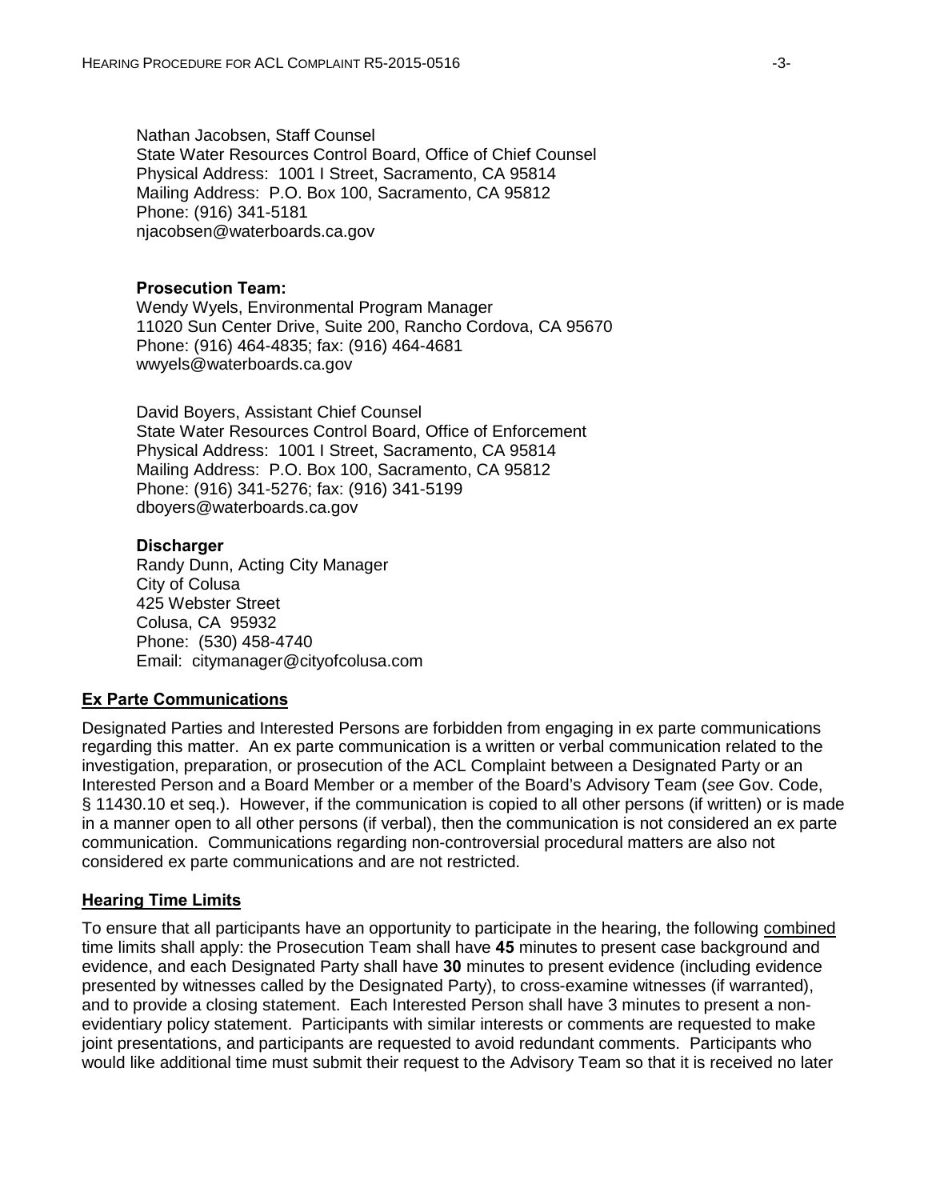Nathan Jacobsen, Staff Counsel
State Water Resources Control Board, Office of Chief Counsel
Physical Address: 1001 I Street, Sacramento, CA 95814
Mailing Address: P.O. Box 100, Sacramento, CA 95812
Phone: (916) 341-5181
njacobsen@waterboards.ca.gov

**Prosecution Team:**
Wendy Wyels, Environmental Program Manager
11020 Sun Center Drive, Suite 200, Rancho Cordova, CA 95670
Phone: (916) 464-4835; fax: (916) 464-4681
wwyels@waterboards.ca.gov

David Boyers, Assistant Chief Counsel
State Water Resources Control Board, Office of Enforcement
Physical Address: 1001 I Street, Sacramento, CA 95814
Mailing Address: P.O. Box 100, Sacramento, CA 95812
Phone: (916) 341-5276; fax: (916) 341-5199
dboyers@waterboards.ca.gov

**Discharger**
Randy Dunn, Acting City Manager
City of Colusa
425 Webster Street
Colusa, CA 95932
Phone: (530) 458-4740
Email: citymanager@cityofcolusa.com

## Ex Parte Communications

Designated Parties and Interested Persons are forbidden from engaging in ex parte communications regarding this matter. An ex parte communication is a written or verbal communication related to the investigation, preparation, or prosecution of the ACL Complaint between a Designated Party or an Interested Person and a Board Member or a member of the Board's Advisory Team (*see* Gov. Code, § 11430.10 et seq.). However, if the communication is copied to all other persons (if written) or is made in a manner open to all other persons (if verbal), then the communication is not considered an ex parte communication. Communications regarding non-controversial procedural matters are also not considered ex parte communications and are not restricted.

## Hearing Time Limits

To ensure that all participants have an opportunity to participate in the hearing, the following combined time limits shall apply: the Prosecution Team shall have **45** minutes to present case background and evidence, and each Designated Party shall have **30** minutes to present evidence (including evidence presented by witnesses called by the Designated Party), to cross-examine witnesses (if warranted), and to provide a closing statement. Each Interested Person shall have 3 minutes to present a non-evidentiary policy statement. Participants with similar interests or comments are requested to make joint presentations, and participants are requested to avoid redundant comments. Participants who would like additional time must submit their request to the Advisory Team so that it is received no later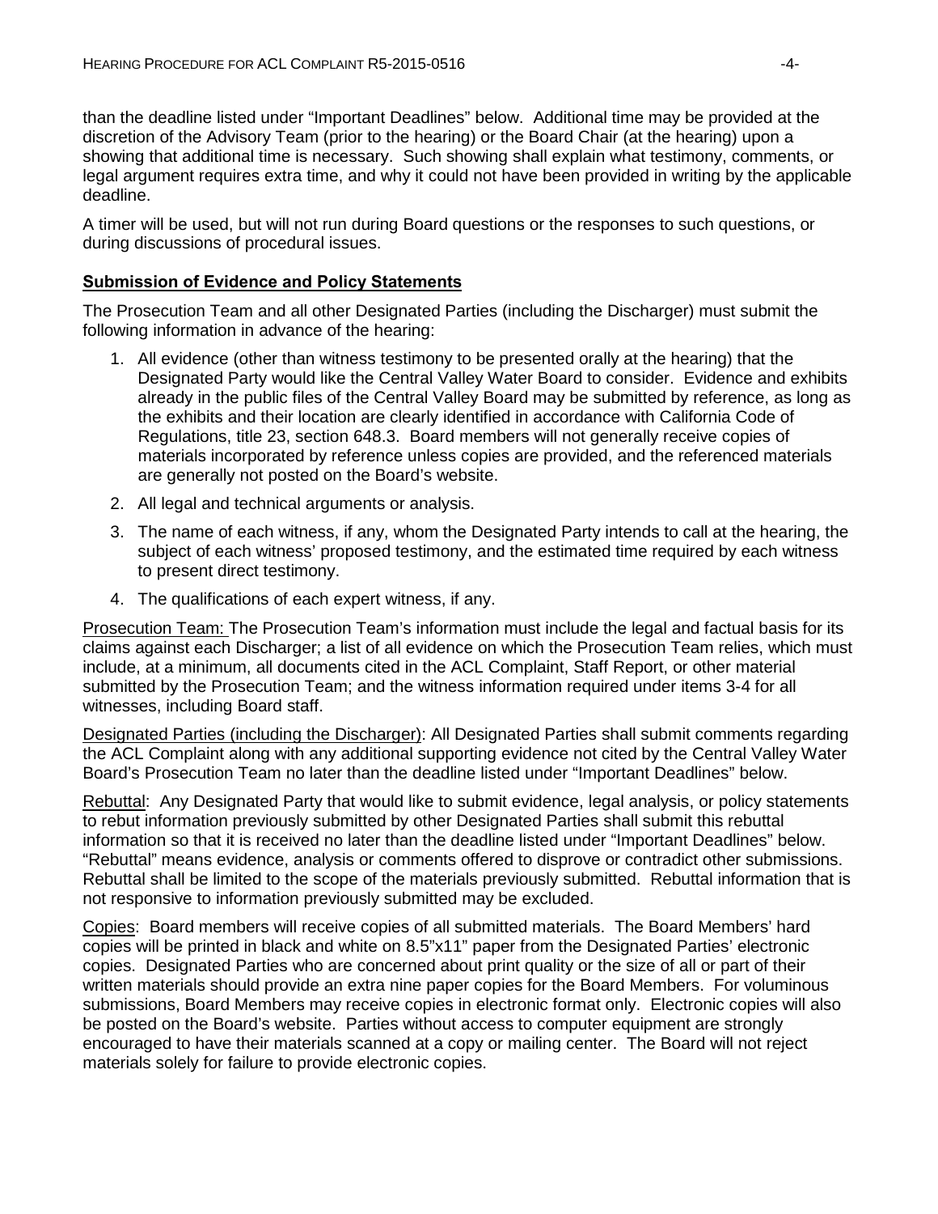than the deadline listed under "Important Deadlines" below. Additional time may be provided at the discretion of the Advisory Team (prior to the hearing) or the Board Chair (at the hearing) upon a showing that additional time is necessary. Such showing shall explain what testimony, comments, or legal argument requires extra time, and why it could not have been provided in writing by the applicable deadline.

A timer will be used, but will not run during Board questions or the responses to such questions, or during discussions of procedural issues.

**Submission of Evidence and Policy Statements**

The Prosecution Team and all other Designated Parties (including the Discharger) must submit the following information in advance of the hearing:

1. All evidence (other than witness testimony to be presented orally at the hearing) that the Designated Party would like the Central Valley Water Board to consider. Evidence and exhibits already in the public files of the Central Valley Board may be submitted by reference, as long as the exhibits and their location are clearly identified in accordance with California Code of Regulations, title 23, section 648.3. Board members will not generally receive copies of materials incorporated by reference unless copies are provided, and the referenced materials are generally not posted on the Board's website.
2. All legal and technical arguments or analysis.
3. The name of each witness, if any, whom the Designated Party intends to call at the hearing, the subject of each witness' proposed testimony, and the estimated time required by each witness to present direct testimony.
4. The qualifications of each expert witness, if any.

Prosecution Team: The Prosecution Team's information must include the legal and factual basis for its claims against each Discharger; a list of all evidence on which the Prosecution Team relies, which must include, at a minimum, all documents cited in the ACL Complaint, Staff Report, or other material submitted by the Prosecution Team; and the witness information required under items 3-4 for all witnesses, including Board staff.

Designated Parties (including the Discharger): All Designated Parties shall submit comments regarding the ACL Complaint along with any additional supporting evidence not cited by the Central Valley Water Board's Prosecution Team no later than the deadline listed under "Important Deadlines" below.

Rebuttal: Any Designated Party that would like to submit evidence, legal analysis, or policy statements to rebut information previously submitted by other Designated Parties shall submit this rebuttal information so that it is received no later than the deadline listed under "Important Deadlines" below. "Rebuttal" means evidence, analysis or comments offered to disprove or contradict other submissions. Rebuttal shall be limited to the scope of the materials previously submitted. Rebuttal information that is not responsive to information previously submitted may be excluded.

Copies: Board members will receive copies of all submitted materials. The Board Members' hard copies will be printed in black and white on 8.5"x11" paper from the Designated Parties' electronic copies. Designated Parties who are concerned about print quality or the size of all or part of their written materials should provide an extra nine paper copies for the Board Members. For voluminous submissions, Board Members may receive copies in electronic format only. Electronic copies will also be posted on the Board's website. Parties without access to computer equipment are strongly encouraged to have their materials scanned at a copy or mailing center. The Board will not reject materials solely for failure to provide electronic copies.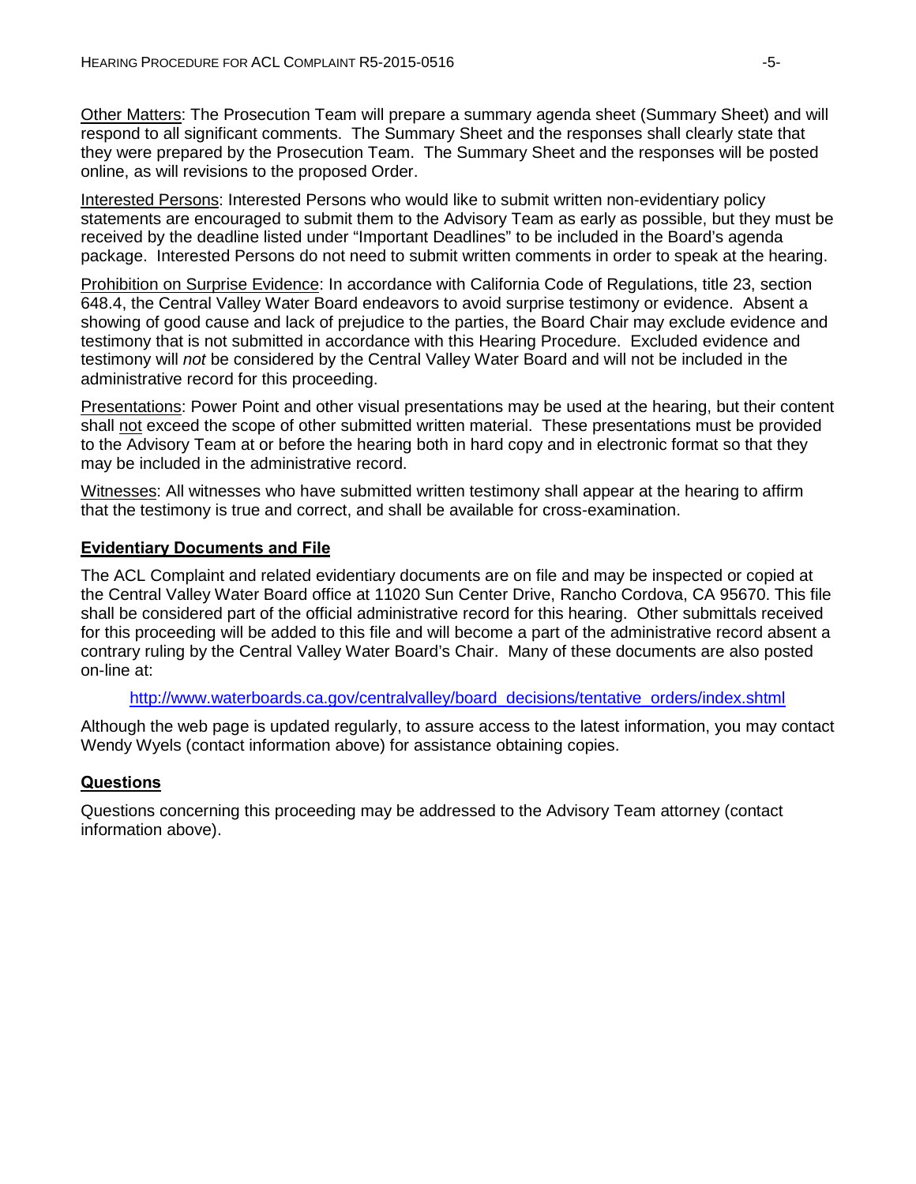Other Matters: The Prosecution Team will prepare a summary agenda sheet (Summary Sheet) and will respond to all significant comments. The Summary Sheet and the responses shall clearly state that they were prepared by the Prosecution Team. The Summary Sheet and the responses will be posted online, as will revisions to the proposed Order.

Interested Persons: Interested Persons who would like to submit written non-evidentiary policy statements are encouraged to submit them to the Advisory Team as early as possible, but they must be received by the deadline listed under "Important Deadlines" to be included in the Board's agenda package. Interested Persons do not need to submit written comments in order to speak at the hearing.

Prohibition on Surprise Evidence: In accordance with California Code of Regulations, title 23, section 648.4, the Central Valley Water Board endeavors to avoid surprise testimony or evidence. Absent a showing of good cause and lack of prejudice to the parties, the Board Chair may exclude evidence and testimony that is not submitted in accordance with this Hearing Procedure. Excluded evidence and testimony will *not* be considered by the Central Valley Water Board and will not be included in the administrative record for this proceeding.

Presentations: Power Point and other visual presentations may be used at the hearing, but their content shall not exceed the scope of other submitted written material. These presentations must be provided to the Advisory Team at or before the hearing both in hard copy and in electronic format so that they may be included in the administrative record.

Witnesses: All witnesses who have submitted written testimony shall appear at the hearing to affirm that the testimony is true and correct, and shall be available for cross-examination.

## Evidentiary Documents and File

The ACL Complaint and related evidentiary documents are on file and may be inspected or copied at the Central Valley Water Board office at 11020 Sun Center Drive, Rancho Cordova, CA 95670. This file shall be considered part of the official administrative record for this hearing. Other submittals received for this proceeding will be added to this file and will become a part of the administrative record absent a contrary ruling by the Central Valley Water Board's Chair. Many of these documents are also posted on-line at:

http://www.waterboards.ca.gov/centralvalley/board_decisions/tentative_orders/index.shtml

Although the web page is updated regularly, to assure access to the latest information, you may contact Wendy Wyels (contact information above) for assistance obtaining copies.

## Questions

Questions concerning this proceeding may be addressed to the Advisory Team attorney (contact information above).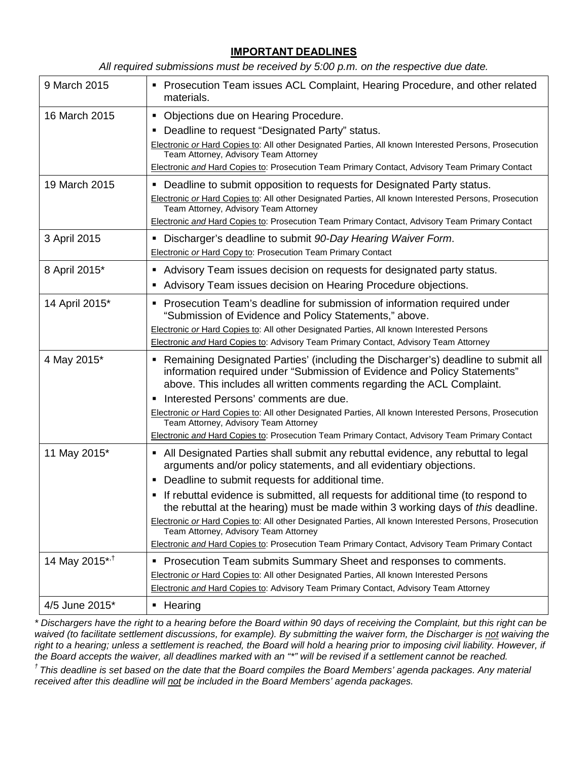## **IMPORTANT DEADLINES**

*All required submissions must be received by 5:00 p.m. on the respective due date.*

| | |
|---|---|
| 9 March 2015 | ▪ Prosecution Team issues ACL Complaint, Hearing Procedure, and other related materials. |
| 16 March 2015 | ▪ Objections due on Hearing Procedure.<br>▪ Deadline to request "Designated Party" status.<br><u>Electronic *or* Hard Copies to</u>: All other Designated Parties, All known Interested Persons, Prosecution Team Attorney, Advisory Team Attorney<br><u>Electronic *and* Hard Copies to</u>: Prosecution Team Primary Contact, Advisory Team Primary Contact |
| 19 March 2015 | ▪ Deadline to submit opposition to requests for Designated Party status.<br><u>Electronic *or* Hard Copies to</u>: All other Designated Parties, All known Interested Persons, Prosecution Team Attorney, Advisory Team Attorney<br><u>Electronic *and* Hard Copies to</u>: Prosecution Team Primary Contact, Advisory Team Primary Contact |
| 3 April 2015 | ▪ Discharger's deadline to submit *90-Day Hearing Waiver Form*.<br><u>Electronic *or* Hard Copy to</u>: Prosecution Team Primary Contact |
| 8 April 2015* | ▪ Advisory Team issues decision on requests for designated party status.<br>▪ Advisory Team issues decision on Hearing Procedure objections. |
| 14 April 2015* | ▪ Prosecution Team's deadline for submission of information required under "Submission of Evidence and Policy Statements," above.<br><u>Electronic *or* Hard Copies to</u>: All other Designated Parties, All known Interested Persons<br><u>Electronic *and* Hard Copies to</u>: Advisory Team Primary Contact, Advisory Team Attorney |
| 4 May 2015* | ▪ Remaining Designated Parties' (including the Discharger's) deadline to submit all information required under "Submission of Evidence and Policy Statements" above. This includes all written comments regarding the ACL Complaint.<br>▪ Interested Persons' comments are due.<br><u>Electronic *or* Hard Copies to</u>: All other Designated Parties, All known Interested Persons, Prosecution Team Attorney, Advisory Team Attorney<br><u>Electronic *and* Hard Copies to</u>: Prosecution Team Primary Contact, Advisory Team Primary Contact |
| 11 May 2015* | ▪ All Designated Parties shall submit any rebuttal evidence, any rebuttal to legal arguments and/or policy statements, and all evidentiary objections.<br>▪ Deadline to submit requests for additional time.<br>▪ If rebuttal evidence is submitted, all requests for additional time (to respond to the rebuttal at the hearing) must be made within 3 working days of *this* deadline.<br><u>Electronic *or* Hard Copies to</u>: All other Designated Parties, All known Interested Persons, Prosecution Team Attorney, Advisory Team Attorney<br><u>Electronic *and* Hard Copies to</u>: Prosecution Team Primary Contact, Advisory Team Primary Contact |
| 14 May 2015*,† | ▪ Prosecution Team submits Summary Sheet and responses to comments.<br><u>Electronic *or* Hard Copies to</u>: All other Designated Parties, All known Interested Persons<br><u>Electronic *and* Hard Copies to</u>: Advisory Team Primary Contact, Advisory Team Attorney |
| 4/5 June 2015* | ▪ Hearing |

*\* Dischargers have the right to a hearing before the Board within 90 days of receiving the Complaint, but this right can be waived (to facilitate settlement discussions, for example). By submitting the waiver form, the Discharger is <u>not</u> waiving the right to a hearing; unless a settlement is reached, the Board will hold a hearing prior to imposing civil liability. However, if the Board accepts the waiver, all deadlines marked with an "\*" will be revised if a settlement cannot be reached.*

*† This deadline is set based on the date that the Board compiles the Board Members' agenda packages. Any material received after this deadline will <u>not</u> be included in the Board Members' agenda packages.*